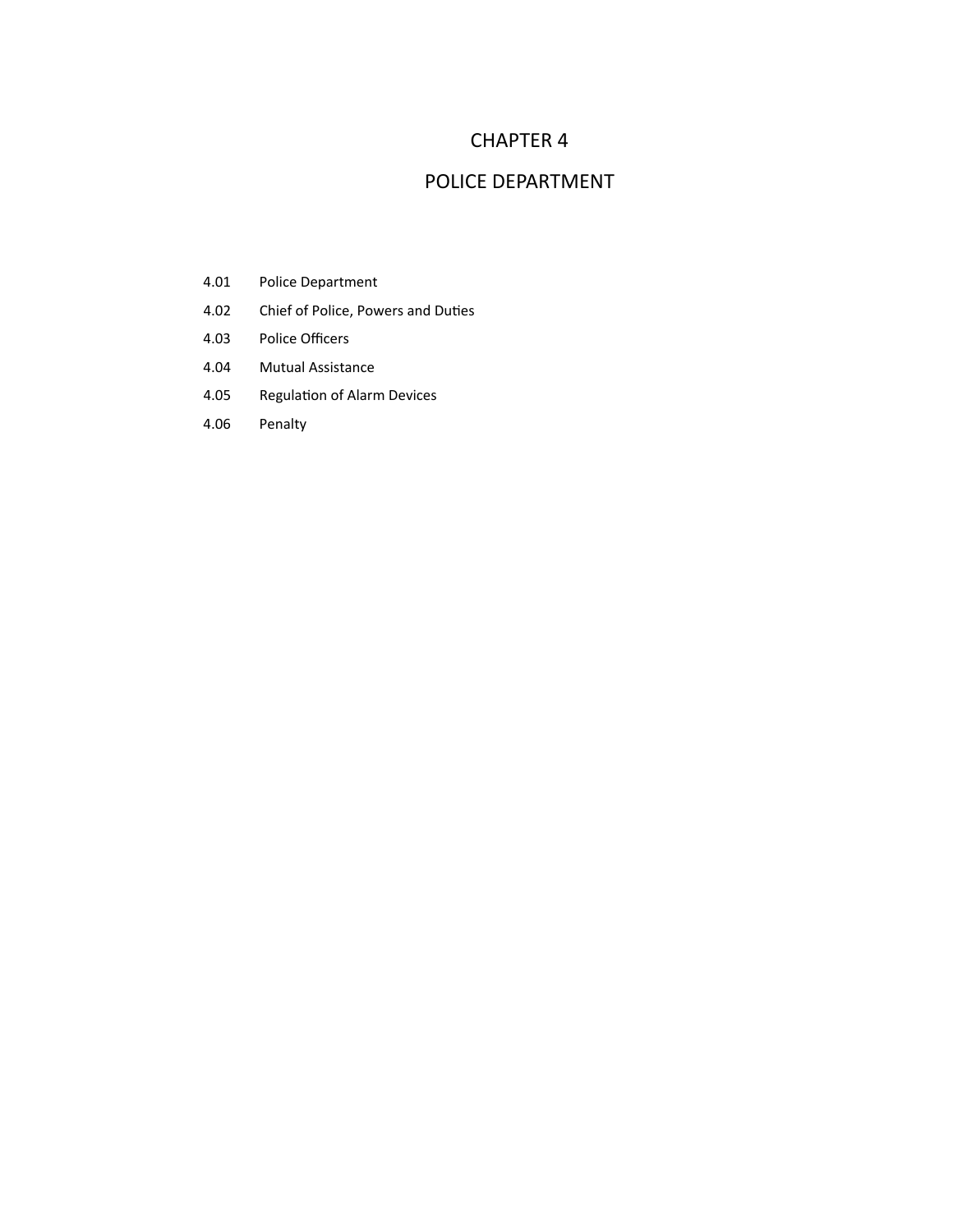# CHAPTER 4

# POLICE DEPARTMENT

4.01 Police Department

4.02 Chief of Police, Powers and Duties

4.03 Police Officers

4.04 Mutual Assistance

4.05 Regulation of Alarm Devices

4.06 Penalty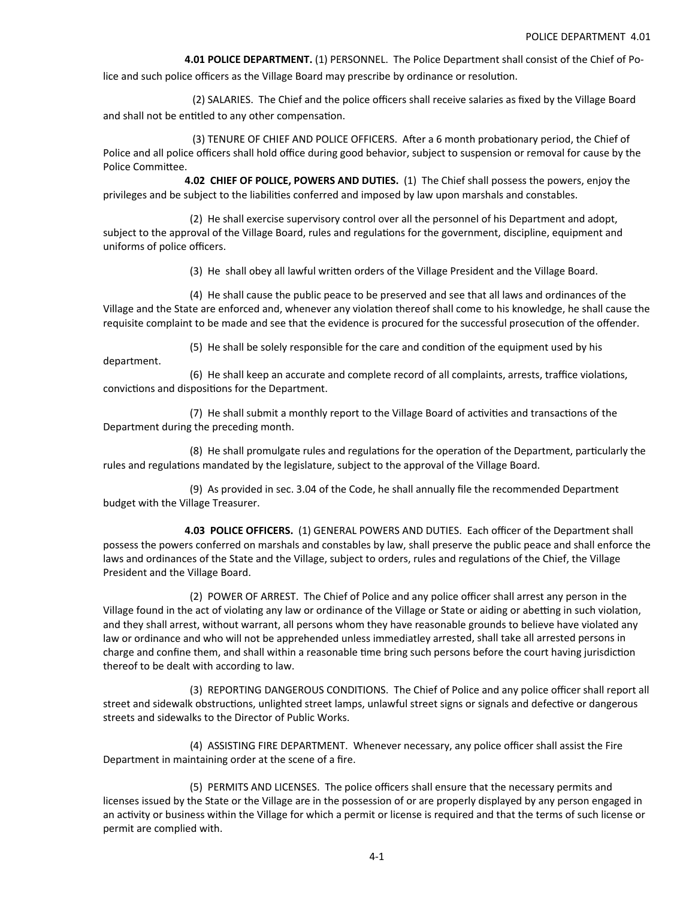**4.01 POLICE DEPARTMENT.** (1) PERSONNEL. The Police Department shall consist of the Chief of Police and such police officers as the Village Board may prescribe by ordinance or resolution.

(2) SALARIES. The Chief and the police officers shall receive salaries as fixed by the Village Board and shall not be entitled to any other compensation.

(3) TENURE OF CHIEF AND POLICE OFFICERS. After a 6 month probationary period, the Chief of Police and all police officers shall hold office during good behavior, subject to suspension or removal for cause by the Police Committee.

**4.02 CHIEF OF POLICE, POWERS AND DUTIES.** (1) The Chief shall possess the powers, enjoy the privileges and be subject to the liabilities conferred and imposed by law upon marshals and constables.

(2) He shall exercise supervisory control over all the personnel of his Department and adopt, subject to the approval of the Village Board, rules and regulations for the government, discipline, equipment and uniforms of police officers.

(3) He shall obey all lawful written orders of the Village President and the Village Board.

(4) He shall cause the public peace to be preserved and see that all laws and ordinances of the Village and the State are enforced and, whenever any violation thereof shall come to his knowledge, he shall cause the requisite complaint to be made and see that the evidence is procured for the successful prosecution of the offender.

(5) He shall be solely responsible for the care and condition of the equipment used by his department.

(6) He shall keep an accurate and complete record of all complaints, arrests, traffice violations, convictions and dispositions for the Department.

(7) He shall submit a monthly report to the Village Board of activities and transactions of the Department during the preceding month.

(8) He shall promulgate rules and regulations for the operation of the Department, particularly the rules and regulations mandated by the legislature, subject to the approval of the Village Board.

(9) As provided in sec. 3.04 of the Code, he shall annually file the recommended Department budget with the Village Treasurer.

**4.03 POLICE OFFICERS.** (1) GENERAL POWERS AND DUTIES. Each officer of the Department shall possess the powers conferred on marshals and constables by law, shall preserve the public peace and shall enforce the laws and ordinances of the State and the Village, subject to orders, rules and regulations of the Chief, the Village President and the Village Board.

(2) POWER OF ARREST. The Chief of Police and any police officer shall arrest any person in the Village found in the act of violating any law or ordinance of the Village or State or aiding or abetting in such violation, and they shall arrest, without warrant, all persons whom they have reasonable grounds to believe have violated any law or ordinance and who will not be apprehended unless immediatley arrested, shall take all arrested persons in charge and confine them, and shall within a reasonable time bring such persons before the court having jurisdiction thereof to be dealt with according to law.

(3) REPORTING DANGEROUS CONDITIONS. The Chief of Police and any police officer shall report all street and sidewalk obstructions, unlighted street lamps, unlawful street signs or signals and defective or dangerous streets and sidewalks to the Director of Public Works.

(4) ASSISTING FIRE DEPARTMENT. Whenever necessary, any police officer shall assist the Fire Department in maintaining order at the scene of a fire.

(5) PERMITS AND LICENSES. The police officers shall ensure that the necessary permits and licenses issued by the State or the Village are in the possession of or are properly displayed by any person engaged in an activity or business within the Village for which a permit or license is required and that the terms of such license or permit are complied with.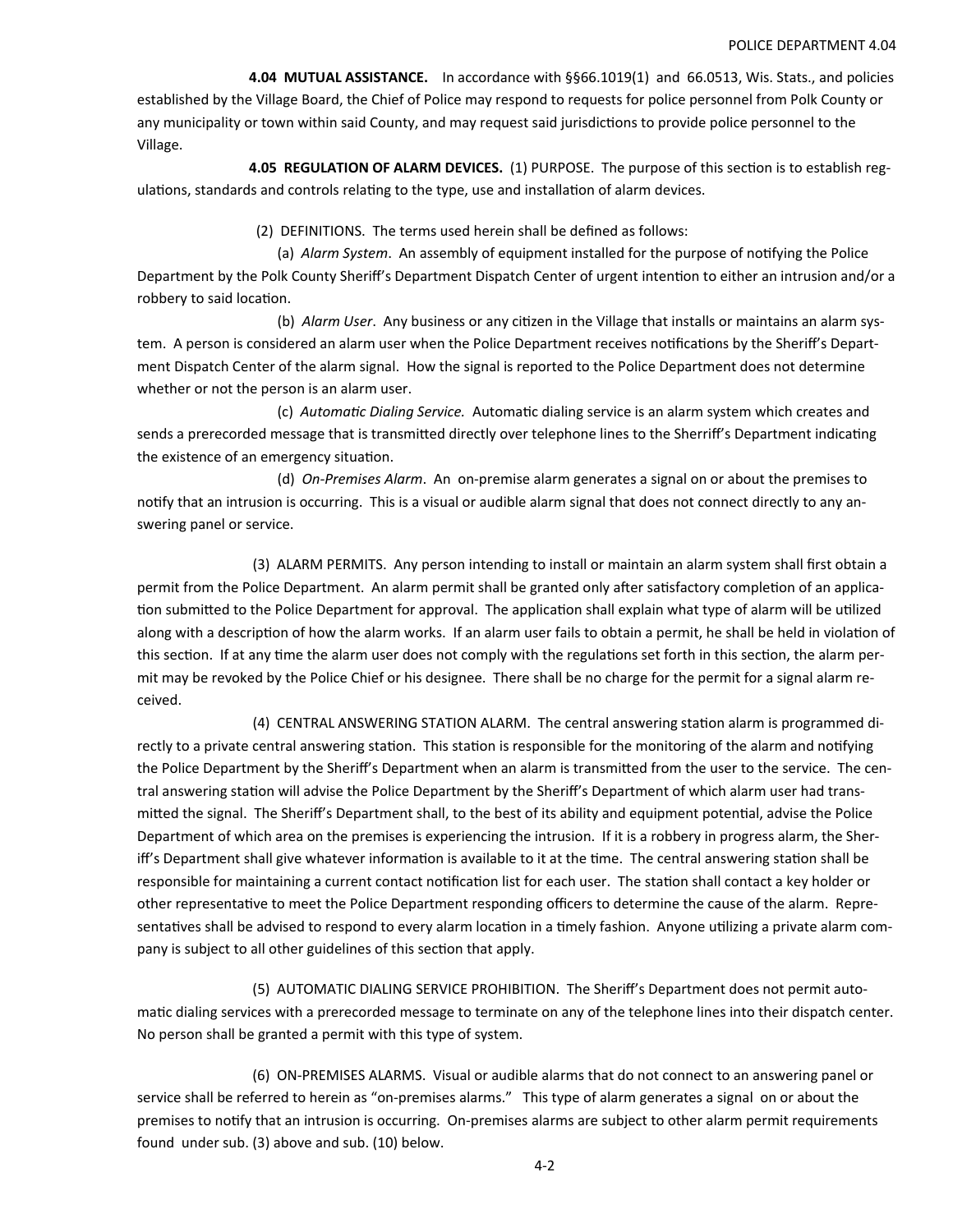**4.04 MUTUAL ASSISTANCE.** In accordance with §§66.1019(1) and 66.0513, Wis. Stats., and policies established by the Village Board, the Chief of Police may respond to requests for police personnel from Polk County or any municipality or town within said County, and may request said jurisdictions to provide police personnel to the Village.

**4.05 REGULATION OF ALARM DEVICES.** (1) PURPOSE. The purpose of this section is to establish regulations, standards and controls relating to the type, use and installation of alarm devices.

(2) DEFINITIONS. The terms used herein shall be defined as follows:

(a) *Alarm System*. An assembly of equipment installed for the purpose of notifying the Police Department by the Polk County Sheriff's Department Dispatch Center of urgent intention to either an intrusion and/or a robbery to said location.

(b) *Alarm User*. Any business or any citizen in the Village that installs or maintains an alarm system. A person is considered an alarm user when the Police Department receives notifications by the Sheriff's Department Dispatch Center of the alarm signal. How the signal is reported to the Police Department does not determine whether or not the person is an alarm user.

(c) *Automatic Dialing Service.* Automatic dialing service is an alarm system which creates and sends a prerecorded message that is transmitted directly over telephone lines to the Sherriff's Department indicating the existence of an emergency situation.

(d) *On-Premises Alarm*. An on-premise alarm generates a signal on or about the premises to notify that an intrusion is occurring. This is a visual or audible alarm signal that does not connect directly to any answering panel or service.

(3) ALARM PERMITS. Any person intending to install or maintain an alarm system shall first obtain a permit from the Police Department. An alarm permit shall be granted only after satisfactory completion of an application submitted to the Police Department for approval. The application shall explain what type of alarm will be utilized along with a description of how the alarm works. If an alarm user fails to obtain a permit, he shall be held in violation of this section. If at any time the alarm user does not comply with the regulations set forth in this section, the alarm permit may be revoked by the Police Chief or his designee. There shall be no charge for the permit for a signal alarm received.

(4) CENTRAL ANSWERING STATION ALARM. The central answering station alarm is programmed directly to a private central answering station. This station is responsible for the monitoring of the alarm and notifying the Police Department by the Sheriff's Department when an alarm is transmitted from the user to the service. The central answering station will advise the Police Department by the Sheriff's Department of which alarm user had transmitted the signal. The Sheriff's Department shall, to the best of its ability and equipment potential, advise the Police Department of which area on the premises is experiencing the intrusion. If it is a robbery in progress alarm, the Sheriff's Department shall give whatever information is available to it at the time. The central answering station shall be responsible for maintaining a current contact notification list for each user. The station shall contact a key holder or other representative to meet the Police Department responding officers to determine the cause of the alarm. Representatives shall be advised to respond to every alarm location in a timely fashion. Anyone utilizing a private alarm company is subject to all other guidelines of this section that apply.

(5) AUTOMATIC DIALING SERVICE PROHIBITION. The Sheriff's Department does not permit automatic dialing services with a prerecorded message to terminate on any of the telephone lines into their dispatch center. No person shall be granted a permit with this type of system.

(6) ON-PREMISES ALARMS. Visual or audible alarms that do not connect to an answering panel or service shall be referred to herein as "on-premises alarms." This type of alarm generates a signal on or about the premises to notify that an intrusion is occurring. On-premises alarms are subject to other alarm permit requirements found under sub. (3) above and sub. (10) below.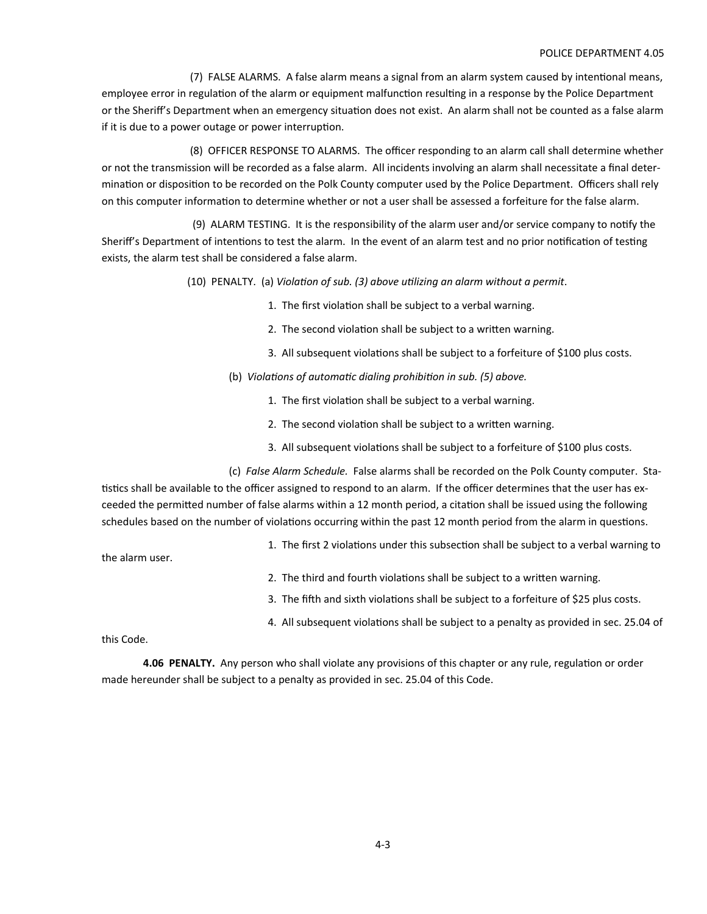(7) FALSE ALARMS. A false alarm means a signal from an alarm system caused by intentional means, employee error in regulation of the alarm or equipment malfunction resulting in a response by the Police Department or the Sheriff's Department when an emergency situation does not exist. An alarm shall not be counted as a false alarm if it is due to a power outage or power interruption.

(8) OFFICER RESPONSE TO ALARMS. The officer responding to an alarm call shall determine whether or not the transmission will be recorded as a false alarm. All incidents involving an alarm shall necessitate a final determination or disposition to be recorded on the Polk County computer used by the Police Department. Officers shall rely on this computer information to determine whether or not a user shall be assessed a forfeiture for the false alarm.

(9) ALARM TESTING. It is the responsibility of the alarm user and/or service company to notify the Sheriff's Department of intentions to test the alarm. In the event of an alarm test and no prior notification of testing exists, the alarm test shall be considered a false alarm.

(10) PENALTY. (a) *Violation of sub. (3) above utilizing an alarm without a permit*.

1. The first violation shall be subject to a verbal warning.

2. The second violation shall be subject to a written warning.

3. All subsequent violations shall be subject to a forfeiture of $100 plus costs.

(b) *Violations of automatic dialing prohibition in sub. (5) above.*

1. The first violation shall be subject to a verbal warning.

2. The second violation shall be subject to a written warning.

3. All subsequent violations shall be subject to a forfeiture of $100 plus costs.

(c) *False Alarm Schedule.* False alarms shall be recorded on the Polk County computer. Statistics shall be available to the officer assigned to respond to an alarm. If the officer determines that the user has exceeded the permitted number of false alarms within a 12 month period, a citation shall be issued using the following schedules based on the number of violations occurring within the past 12 month period from the alarm in questions.

1. The first 2 violations under this subsection shall be subject to a verbal warning to the alarm user.

2. The third and fourth violations shall be subject to a written warning.

3. The fifth and sixth violations shall be subject to a forfeiture of $25 plus costs.

4. All subsequent violations shall be subject to a penalty as provided in sec. 25.04 of this Code.

**4.06 PENALTY.** Any person who shall violate any provisions of this chapter or any rule, regulation or order made hereunder shall be subject to a penalty as provided in sec. 25.04 of this Code.